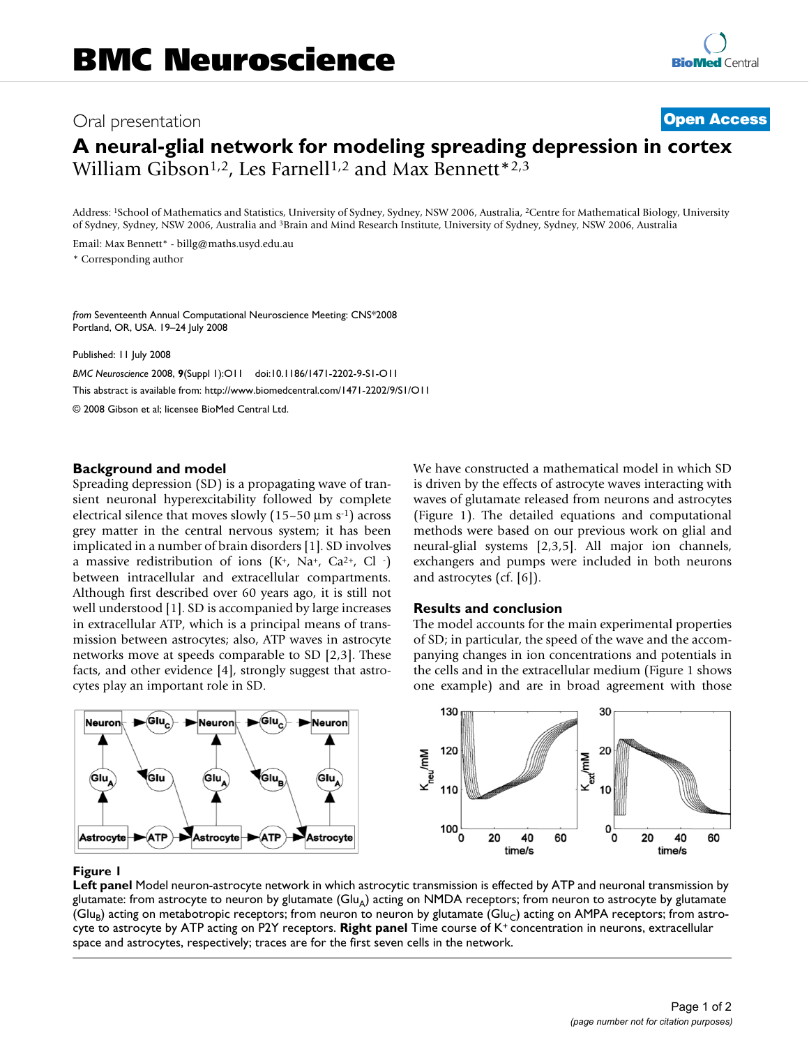# A neural-glial network for modeling spreading depression in cortex

William Gibson[1,2], Les Farnell[1,2] and Max Bennett*[2,3]

Address: [1]School of Mathematics and Statistics, University of Sydney, Sydney, NSW 2006, Australia, [2]Centre for Mathematical Biology, University of Sydney, Sydney, NSW 2006, Australia and [3]Brain and Mind Research Institute, University of Sydney, Sydney, NSW 2006, Australia

Email: Max Bennett* - billg@maths.usyd.edu.au

* Corresponding author

*from* Seventeenth Annual Computational Neuroscience Meeting: CNS*2008
Portland, OR, USA. 19–24 July 2008

Published: 11 July 2008

*BMC Neuroscience* 2008, **9**(Suppl 1):O11 doi:10.1186/1471-2202-9-S1-O11

This abstract is available from: http://www.biomedcentral.com/1471-2202/9/S1/O11

© 2008 Gibson et al; licensee BioMed Central Ltd.

## Background and model

Spreading depression (SD) is a propagating wave of transient neuronal hyperexcitability followed by complete electrical silence that moves slowly (15–50 μm $s^{-1}$) across grey matter in the central nervous system; it has been implicated in a number of brain disorders [1]. SD involves a massive redistribution of ions ($K^+$, $Na^+$, $Ca^{2+}$, $Cl^-$) between intracellular and extracellular compartments. Although first described over 60 years ago, it is still not well understood [1]. SD is accompanied by large increases in extracellular ATP, which is a principal means of transmission between astrocytes; also, ATP waves in astrocyte networks move at speeds comparable to SD [2,3]. These facts, and other evidence [4], strongly suggest that astrocytes play an important role in SD.

We have constructed a mathematical model in which SD is driven by the effects of astrocyte waves interacting with waves of glutamate released from neurons and astrocytes (Figure 1). The detailed equations and computational methods were based on our previous work on glial and neural-glial systems [2,3,5]. All major ion channels, exchangers and pumps were included in both neurons and astrocytes (cf. [6]).

## Results and conclusion

The model accounts for the main experimental properties of SD; in particular, the speed of the wave and the accompanying changes in ion concentrations and potentials in the cells and in the extracellular medium (Figure 1 shows one example) and are in broad agreement with those

Neuron
$Glu_C$
Neuron
$Glu_C$
Neuron
$Glu_A$
Glu
$Glu_A$
$Glu_B$
$Glu_A$
Astrocyte
ATP
Astrocyte
ATP
Astrocyte

130
120
110
100
$K_{neu}$/mM
0
20
40
60
time/s

30
20
10
0
$K_{ext}$/mM
0
20
40
60
time/s

**Figure 1**

**Left panel** Model neuron-astrocyte network in which astrocytic transmission is effected by ATP and neuronal transmission by glutamate: from astrocyte to neuron by glutamate ($Glu_A$) acting on NMDA receptors; from neuron to astrocyte by glutamate ($Glu_B$) acting on metabotropic receptors; from neuron to neuron by glutamate ($Glu_C$) acting on AMPA receptors; from astrocyte to astrocyte by ATP acting on P2Y receptors. **Right panel** Time course of $K^+$ concentration in neurons, extracellular space and astrocytes, respectively; traces are for the first seven cells in the network.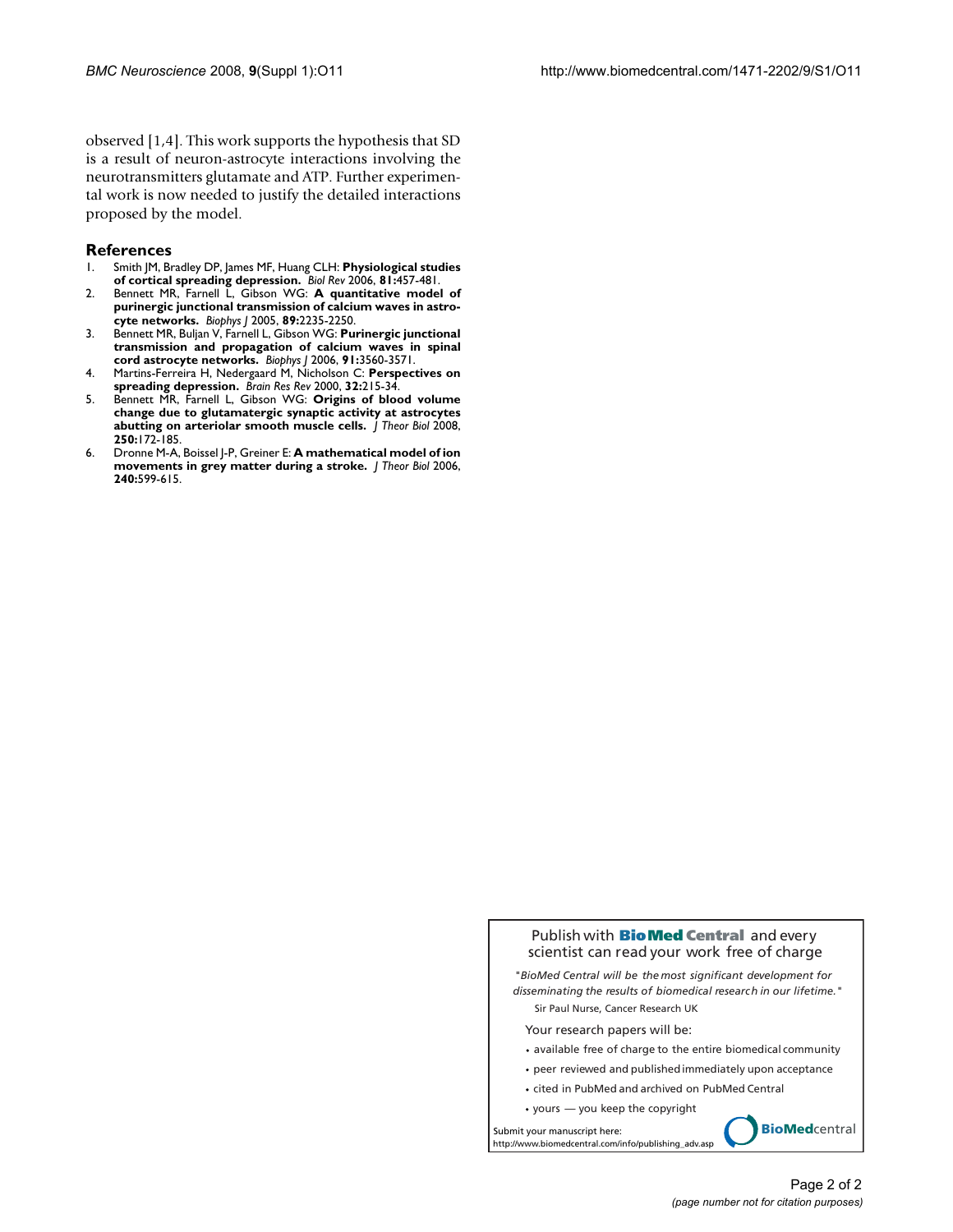observed [1,4]. This work supports the hypothesis that SD is a result of neuron-astrocyte interactions involving the neurotransmitters glutamate and ATP. Further experimental work is now needed to justify the detailed interactions proposed by the model.

## References

1. Smith JM, Bradley DP, James MF, Huang CLH: **Physiological studies of cortical spreading depression.** *Biol Rev* 2006, **81:**457-481.
2. Bennett MR, Farnell L, Gibson WG: **A quantitative model of purinergic junctional transmission of calcium waves in astrocyte networks.** *Biophys J* 2005, **89:**2235-2250.
3. Bennett MR, Buljan V, Farnell L, Gibson WG: **Purinergic junctional transmission and propagation of calcium waves in spinal cord astrocyte networks.** *Biophys J* 2006, **91:**3560-3571.
4. Martins-Ferreira H, Nedergaard M, Nicholson C: **Perspectives on spreading depression.** *Brain Res Rev* 2000, **32:**215-34.
5. Bennett MR, Farnell L, Gibson WG: **Origins of blood volume change due to glutamatergic synaptic activity at astrocytes abutting on arteriolar smooth muscle cells.** *J Theor Biol* 2008, **250:**172-185.
6. Dronne M-A, Boissel J-P, Greiner E: **A mathematical model of ion movements in grey matter during a stroke.** *J Theor Biol* 2006, **240:**599-615.

Publish with **BioMed Central** and every scientist can read your work free of charge

*"BioMed Central will be the most significant development for disseminating the results of biomedical research in our lifetime."*

Sir Paul Nurse, Cancer Research UK

Your research papers will be:

- available free of charge to the entire biomedical community
- peer reviewed and published immediately upon acceptance
- cited in PubMed and archived on PubMed Central
- yours — you keep the copyright

Submit your manuscript here:
http://www.biomedcentral.com/info/publishing_adv.asp

**BioMed**central